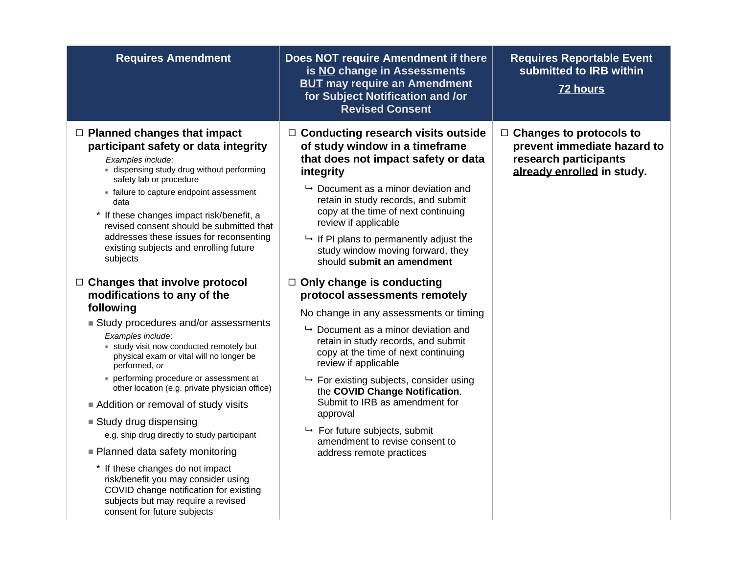| Requires Amendment | Does <u>NOT</u> require Amendment if there is <u>NO</u> change in Assessments <u>BUT</u> may require an Amendment for Subject Notification and /or Revised Consent | Requires Reportable Event submitted to IRB within <u>72 hours</u> |
|---|---|---|
| ☐ **Planned changes that impact participant safety or data integrity**<br>*Examples include*:<br>• dispensing study drug without performing safety lab or procedure<br>• failure to capture endpoint assessment data<br>* If these changes impact risk/benefit, a revised consent should be submitted that addresses these issues for reconsenting existing subjects and enrolling future subjects<br><br>☐ **Changes that involve protocol modifications to any of the following**<br>■ Study procedures and/or assessments<br>*Examples include*:<br>• study visit now conducted remotely but physical exam or vital will no longer be performed, *or*<br>• performing procedure or assessment at other location (e.g. private physician office)<br>■ Addition or removal of study visits<br>■ Study drug dispensing<br>e.g. ship drug directly to study participant<br>■ Planned data safety monitoring<br>* If these changes do not impact risk/benefit you may consider using COVID change notification for existing subjects but may require a revised consent for future subjects | ☐ **Conducting research visits outside of study window in a timeframe that does not impact safety or data integrity**<br>↳ Document as a minor deviation and retain in study records, and submit copy at the time of next continuing review if applicable<br>↳ If PI plans to permanently adjust the study window moving forward, they should **submit an amendment**<br><br>☐ **Only change is conducting protocol assessments remotely**<br>No change in any assessments or timing<br>↳ Document as a minor deviation and retain in study records, and submit copy at the time of next continuing review if applicable<br>↳ For existing subjects, consider using the **COVID Change Notification**. Submit to IRB as amendment for approval<br>↳ For future subjects, submit amendment to revise consent to address remote practices | ☐ **Changes to protocols to prevent immediate hazard to research participants <u>already enrolled</u> in study.** |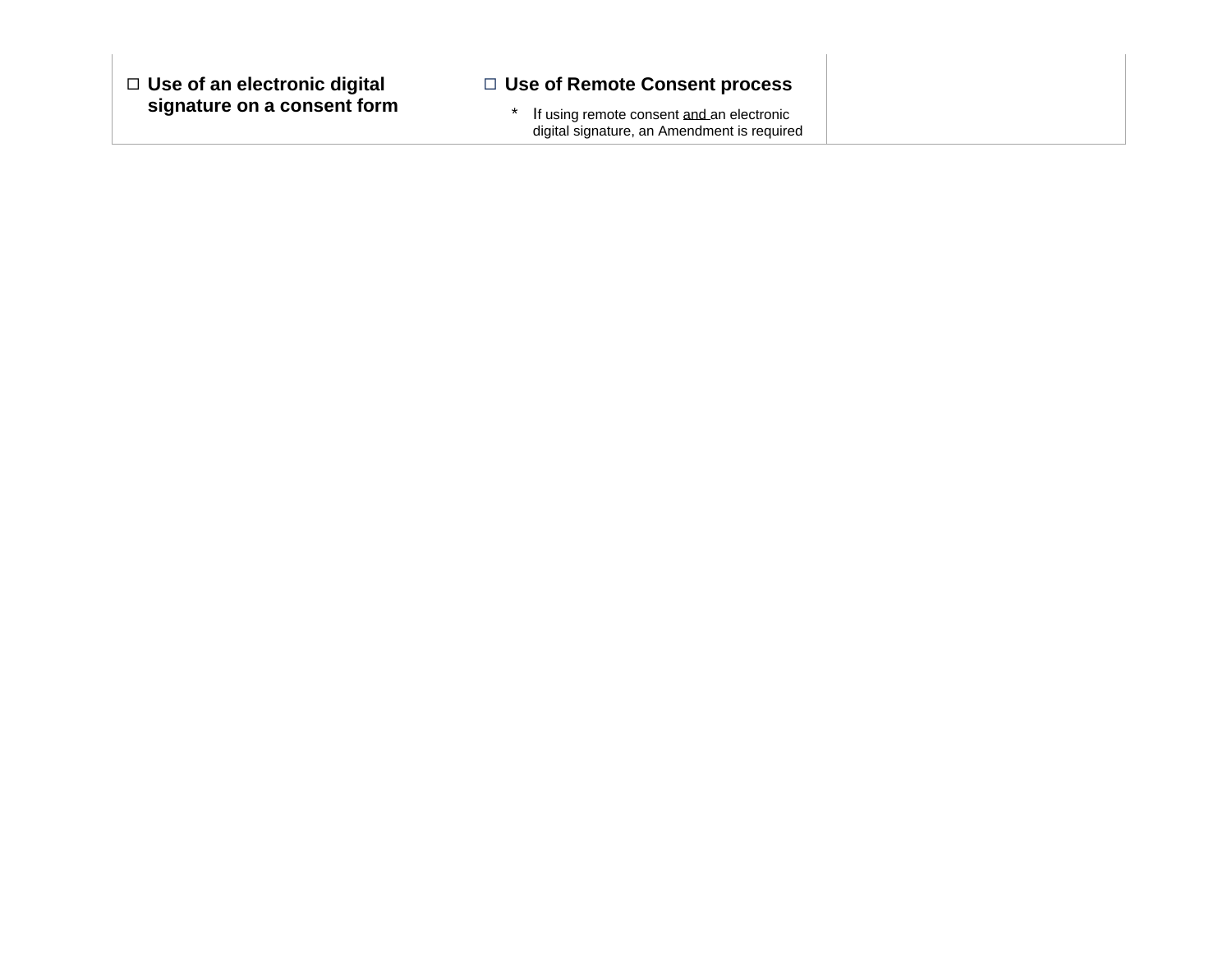| | | |
|---|---|---|
| ☐ **Use of an electronic digital signature on a consent form** | ☐ **Use of Remote Consent process**<br>* If using remote consent <u>and</u> an electronic digital signature, an Amendment is required | |